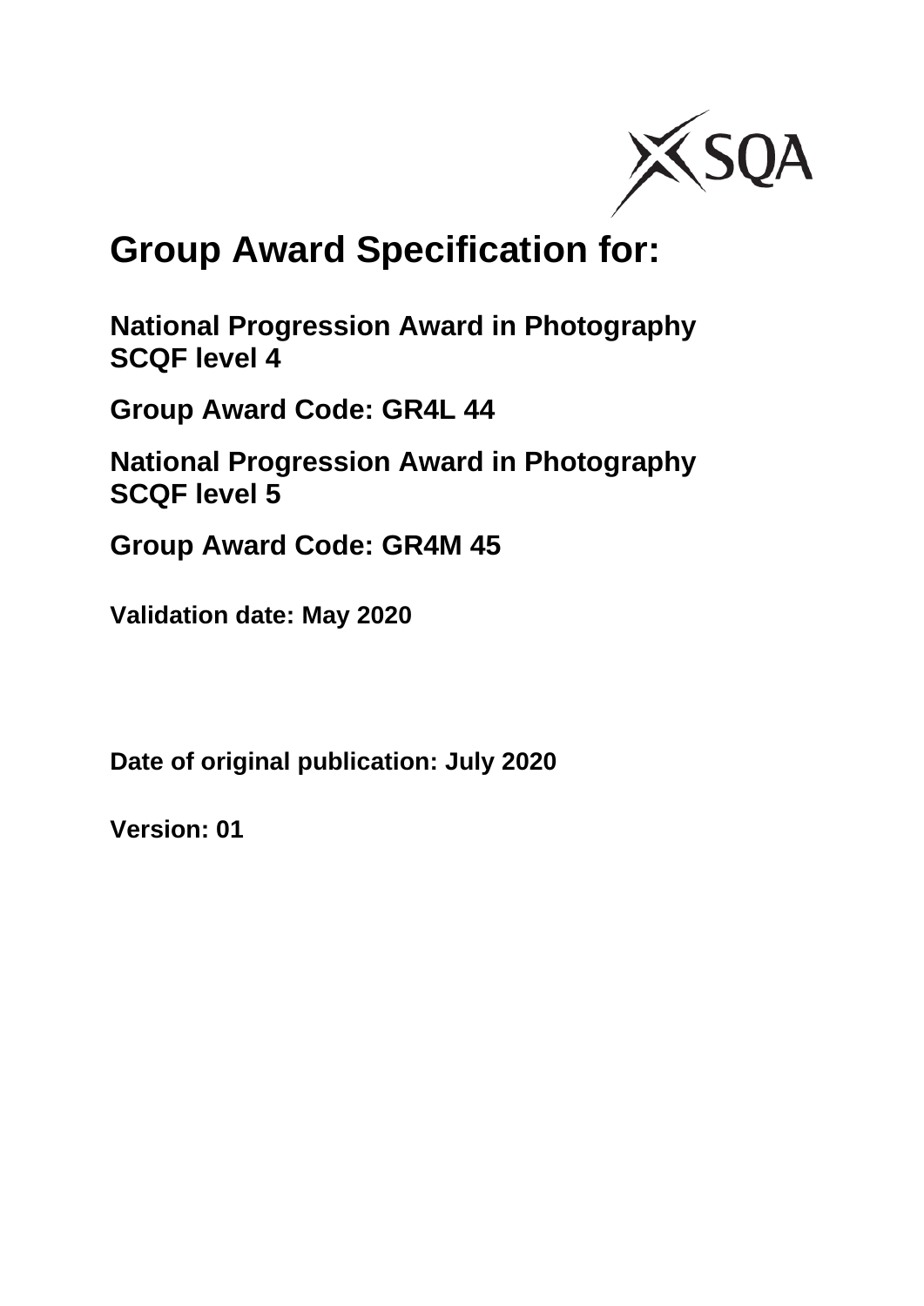# Group Award Specification for:

**National Progression Award in Photography SCQF level 4**

**Group Award Code: GR4L 44**

**National Progression Award in Photography SCQF level 5**

**Group Award Code: GR4M 45**

**Validation date: May 2020**

**Date of original publication: July 2020**

**Version: 01**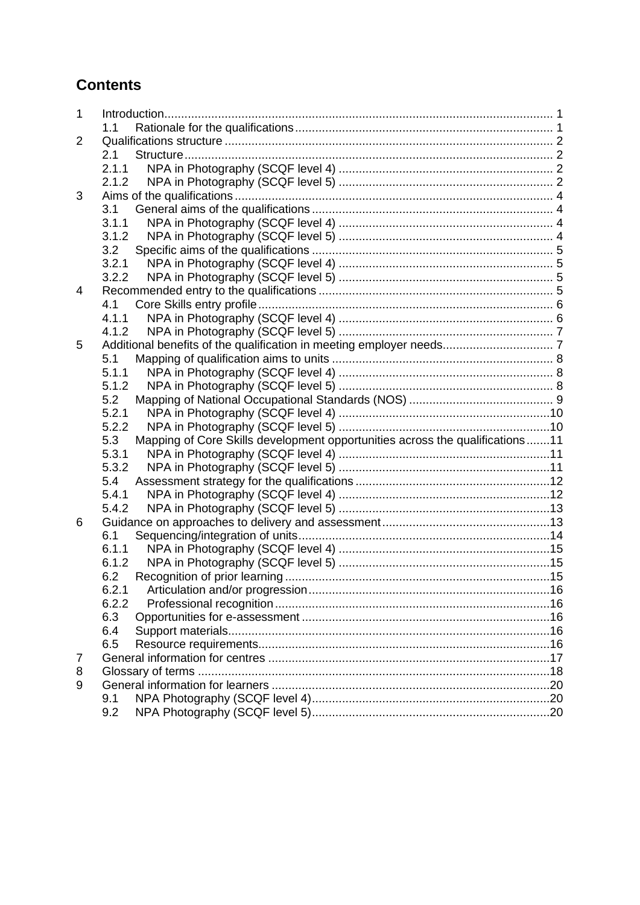## Contents

| | | |
|---|---|---|
| 1 | Introduction | 1 |
| 1.1 | Rationale for the qualifications | 1 |
| 2 | Qualifications structure | 2 |
| 2.1 | Structure | 2 |
| 2.1.1 | NPA in Photography (SCQF level 4) | 2 |
| 2.1.2 | NPA in Photography (SCQF level 5) | 2 |
| 3 | Aims of the qualifications | 4 |
| 3.1 | General aims of the qualifications | 4 |
| 3.1.1 | NPA in Photography (SCQF level 4) | 4 |
| 3.1.2 | NPA in Photography (SCQF level 5) | 4 |
| 3.2 | Specific aims of the qualifications | 5 |
| 3.2.1 | NPA in Photography (SCQF level 4) | 5 |
| 3.2.2 | NPA in Photography (SCQF level 5) | 5 |
| 4 | Recommended entry to the qualifications | 5 |
| 4.1 | Core Skills entry profile | 6 |
| 4.1.1 | NPA in Photography (SCQF level 4) | 6 |
| 4.1.2 | NPA in Photography (SCQF level 5) | 7 |
| 5 | Additional benefits of the qualification in meeting employer needs | 7 |
| 5.1 | Mapping of qualification aims to units | 8 |
| 5.1.1 | NPA in Photography (SCQF level 4) | 8 |
| 5.1.2 | NPA in Photography (SCQF level 5) | 8 |
| 5.2 | Mapping of National Occupational Standards (NOS) | 9 |
| 5.2.1 | NPA in Photography (SCQF level 4) | 10 |
| 5.2.2 | NPA in Photography (SCQF level 5) | 10 |
| 5.3 | Mapping of Core Skills development opportunities across the qualifications | 11 |
| 5.3.1 | NPA in Photography (SCQF level 4) | 11 |
| 5.3.2 | NPA in Photography (SCQF level 5) | 11 |
| 5.4 | Assessment strategy for the qualifications | 12 |
| 5.4.1 | NPA in Photography (SCQF level 4) | 12 |
| 5.4.2 | NPA in Photography (SCQF level 5) | 13 |
| 6 | Guidance on approaches to delivery and assessment | 13 |
| 6.1 | Sequencing/integration of units | 14 |
| 6.1.1 | NPA in Photography (SCQF level 4) | 15 |
| 6.1.2 | NPA in Photography (SCQF level 5) | 15 |
| 6.2 | Recognition of prior learning | 15 |
| 6.2.1 | Articulation and/or progression | 16 |
| 6.2.2 | Professional recognition | 16 |
| 6.3 | Opportunities for e-assessment | 16 |
| 6.4 | Support materials | 16 |
| 6.5 | Resource requirements | 16 |
| 7 | General information for centres | 17 |
| 8 | Glossary of terms | 18 |
| 9 | General information for learners | 20 |
| 9.1 | NPA Photography (SCQF level 4) | 20 |
| 9.2 | NPA Photography (SCQF level 5) | 20 |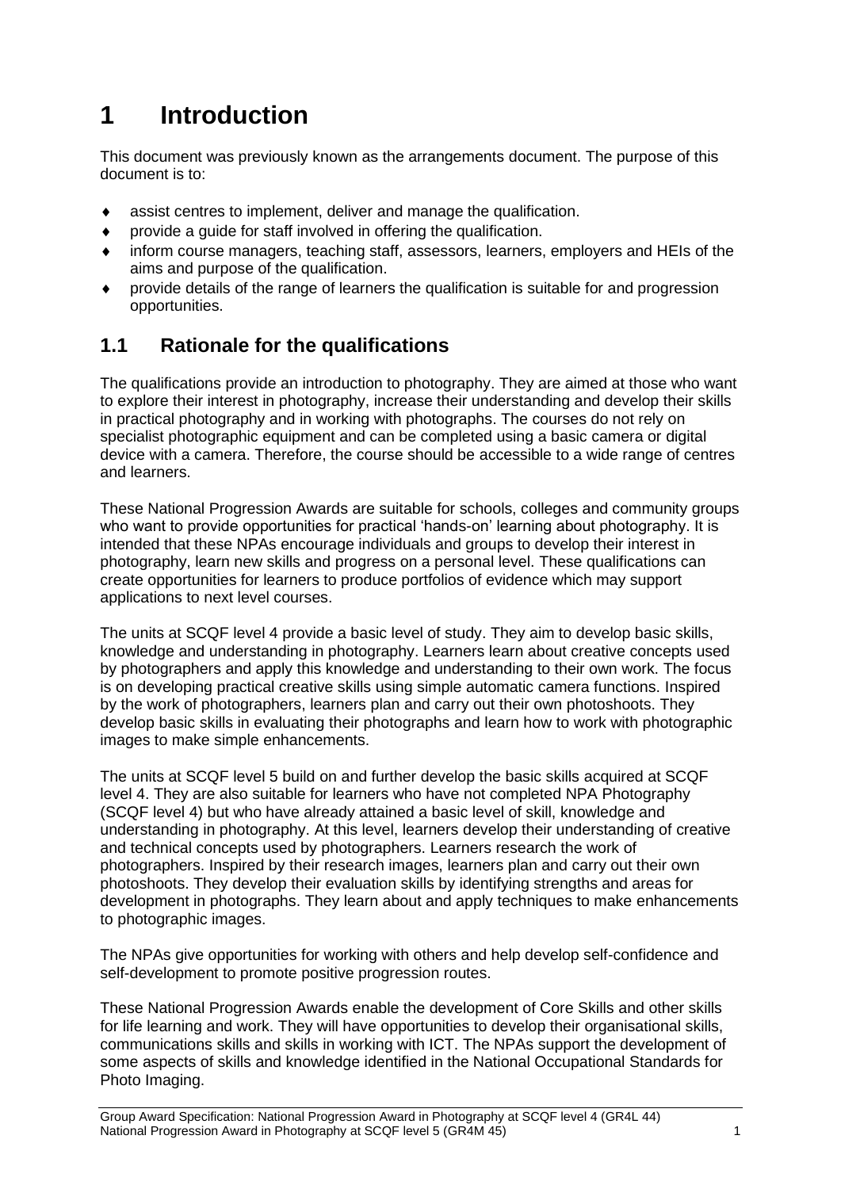# 1 Introduction

This document was previously known as the arrangements document. The purpose of this document is to:

- assist centres to implement, deliver and manage the qualification.
- provide a guide for staff involved in offering the qualification.
- inform course managers, teaching staff, assessors, learners, employers and HEIs of the aims and purpose of the qualification.
- provide details of the range of learners the qualification is suitable for and progression opportunities.

## 1.1 Rationale for the qualifications

The qualifications provide an introduction to photography. They are aimed at those who want to explore their interest in photography, increase their understanding and develop their skills in practical photography and in working with photographs. The courses do not rely on specialist photographic equipment and can be completed using a basic camera or digital device with a camera. Therefore, the course should be accessible to a wide range of centres and learners.

These National Progression Awards are suitable for schools, colleges and community groups who want to provide opportunities for practical 'hands-on' learning about photography. It is intended that these NPAs encourage individuals and groups to develop their interest in photography, learn new skills and progress on a personal level. These qualifications can create opportunities for learners to produce portfolios of evidence which may support applications to next level courses.

The units at SCQF level 4 provide a basic level of study. They aim to develop basic skills, knowledge and understanding in photography. Learners learn about creative concepts used by photographers and apply this knowledge and understanding to their own work. The focus is on developing practical creative skills using simple automatic camera functions. Inspired by the work of photographers, learners plan and carry out their own photoshoots. They develop basic skills in evaluating their photographs and learn how to work with photographic images to make simple enhancements.

The units at SCQF level 5 build on and further develop the basic skills acquired at SCQF level 4. They are also suitable for learners who have not completed NPA Photography (SCQF level 4) but who have already attained a basic level of skill, knowledge and understanding in photography. At this level, learners develop their understanding of creative and technical concepts used by photographers. Learners research the work of photographers. Inspired by their research images, learners plan and carry out their own photoshoots. They develop their evaluation skills by identifying strengths and areas for development in photographs. They learn about and apply techniques to make enhancements to photographic images.

The NPAs give opportunities for working with others and help develop self-confidence and self-development to promote positive progression routes.

These National Progression Awards enable the development of Core Skills and other skills for life learning and work. They will have opportunities to develop their organisational skills, communications skills and skills in working with ICT. The NPAs support the development of some aspects of skills and knowledge identified in the National Occupational Standards for Photo Imaging.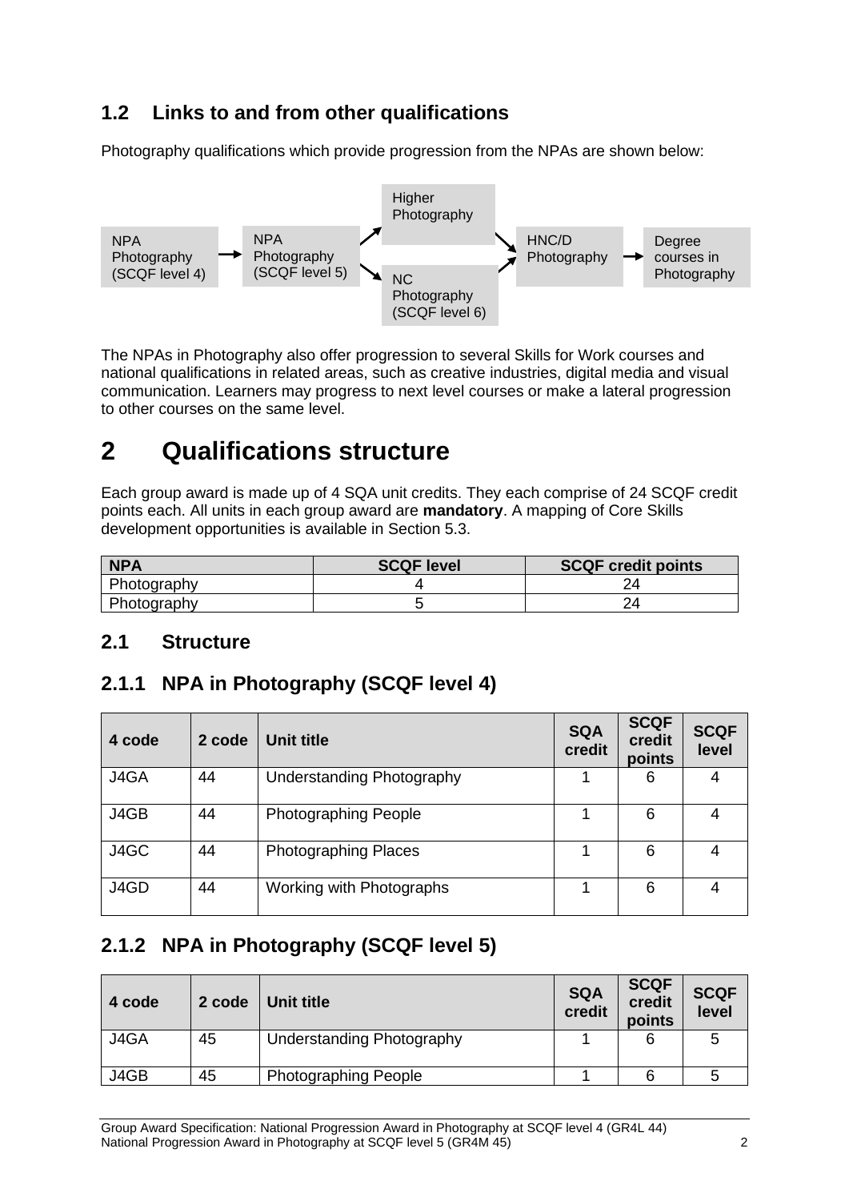### 1.2 Links to and from other qualifications

Photography qualifications which provide progression from the NPAs are shown below:

NPA Photography (SCQF level 4) → NPA Photography (SCQF level 5) → Higher Photography / NC Photography (SCQF level 6) → HNC/D Photography → Degree courses in Photography

The NPAs in Photography also offer progression to several Skills for Work courses and national qualifications in related areas, such as creative industries, digital media and visual communication. Learners may progress to next level courses or make a lateral progression to other courses on the same level.

# 2 Qualifications structure

Each group award is made up of 4 SQA unit credits. They each comprise of 24 SCQF credit points each. All units in each group award are **mandatory**. A mapping of Core Skills development opportunities is available in Section 5.3.

| NPA | SCQF level | SCQF credit points |
|---|---|---|
| Photography | 4 | 24 |
| Photography | 5 | 24 |

### 2.1 Structure

### 2.1.1 NPA in Photography (SCQF level 4)

| 4 code | 2 code | Unit title | SQA credit | SCQF credit points | SCQF level |
|---|---|---|---|---|---|
| J4GA | 44 | Understanding Photography | 1 | 6 | 4 |
| J4GB | 44 | Photographing People | 1 | 6 | 4 |
| J4GC | 44 | Photographing Places | 1 | 6 | 4 |
| J4GD | 44 | Working with Photographs | 1 | 6 | 4 |

### 2.1.2 NPA in Photography (SCQF level 5)

| 4 code | 2 code | Unit title | SQA credit | SCQF credit points | SCQF level |
|---|---|---|---|---|---|
| J4GA | 45 | Understanding Photography | 1 | 6 | 5 |
| J4GB | 45 | Photographing People | 1 | 6 | 5 |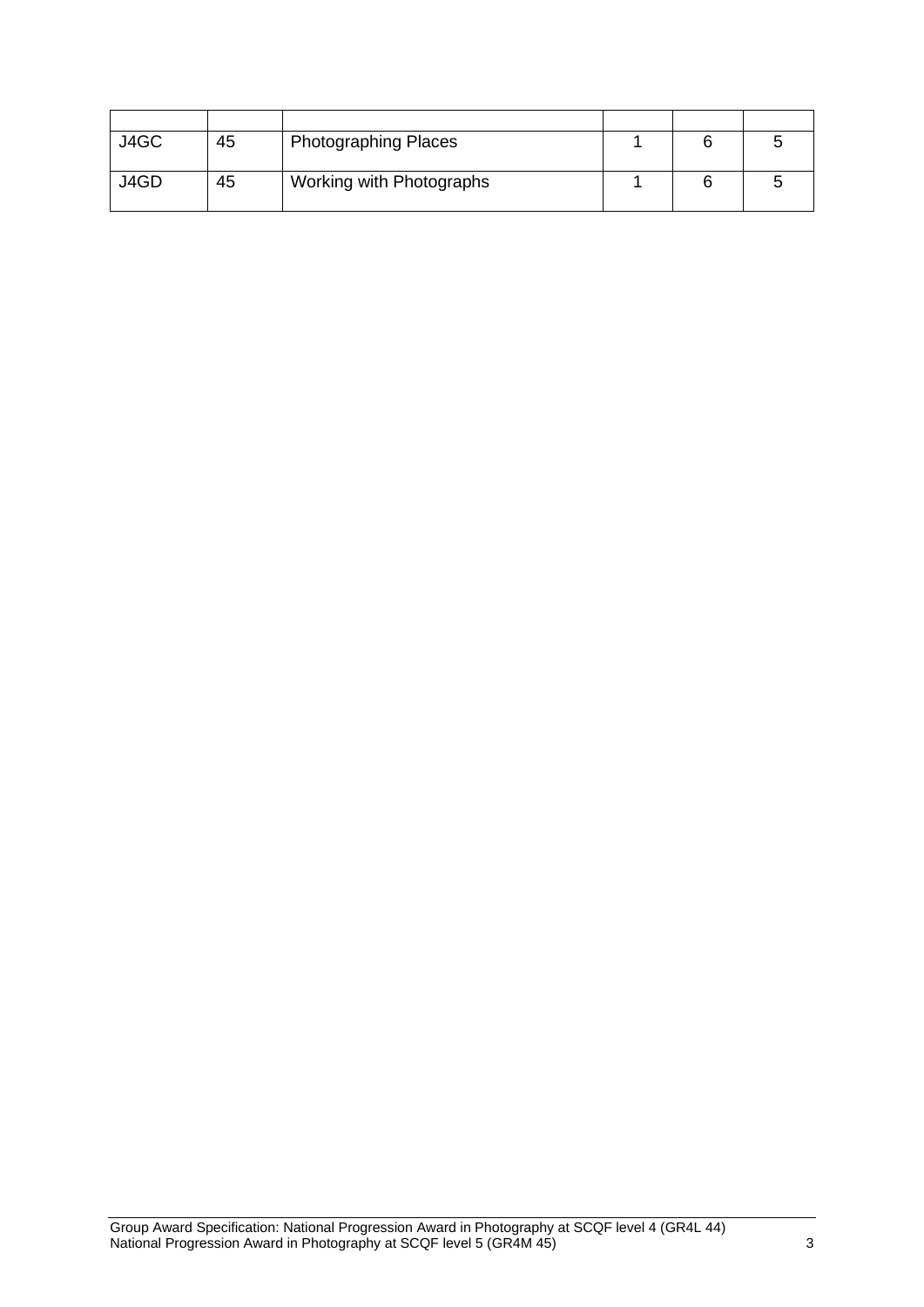| | | | | | |
|---|---|---|---|---|---|
| J4GC | 45 | Photographing Places | 1 | 6 | 5 |
| J4GD | 45 | Working with Photographs | 1 | 6 | 5 |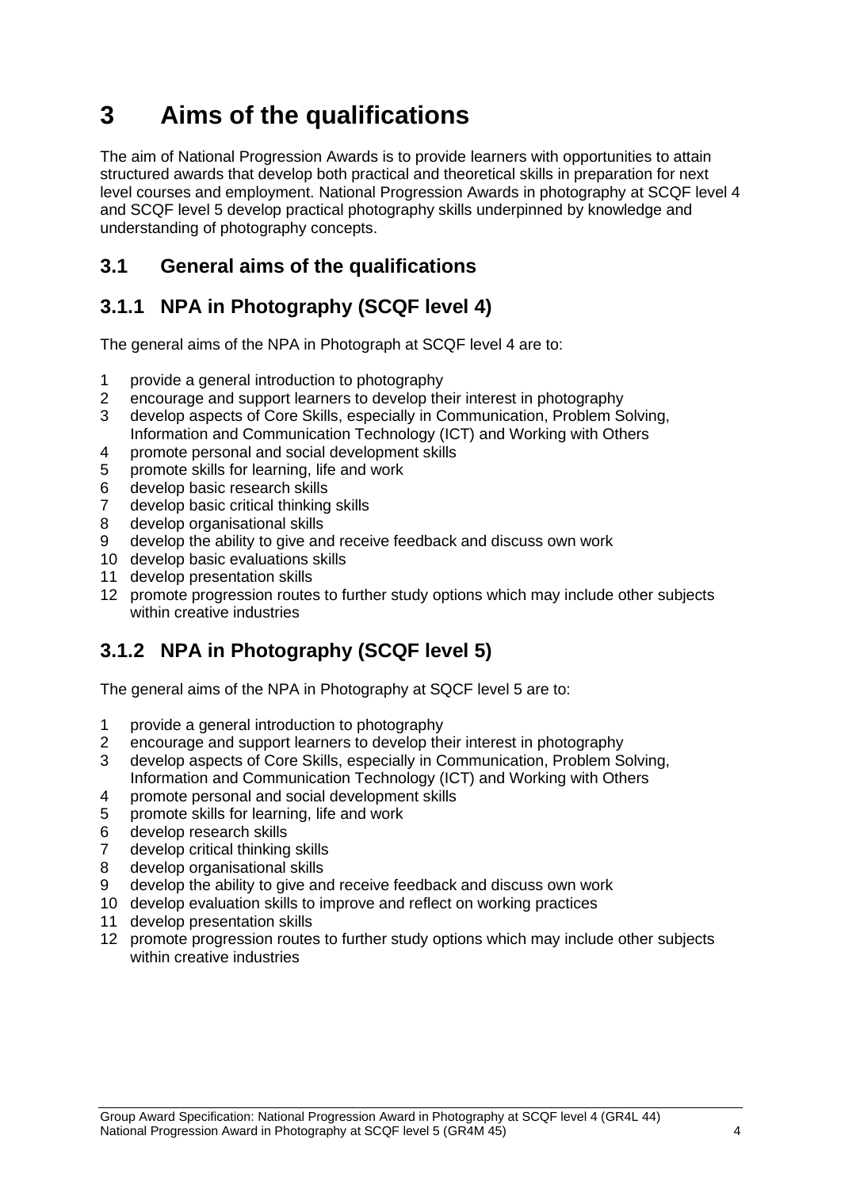# 3 Aims of the qualifications

The aim of National Progression Awards is to provide learners with opportunities to attain structured awards that develop both practical and theoretical skills in preparation for next level courses and employment. National Progression Awards in photography at SCQF level 4 and SCQF level 5 develop practical photography skills underpinned by knowledge and understanding of photography concepts.

## 3.1 General aims of the qualifications

### 3.1.1 NPA in Photography (SCQF level 4)

The general aims of the NPA in Photograph at SCQF level 4 are to:

1. provide a general introduction to photography
2. encourage and support learners to develop their interest in photography
3. develop aspects of Core Skills, especially in Communication, Problem Solving, Information and Communication Technology (ICT) and Working with Others
4. promote personal and social development skills
5. promote skills for learning, life and work
6. develop basic research skills
7. develop basic critical thinking skills
8. develop organisational skills
9. develop the ability to give and receive feedback and discuss own work
10. develop basic evaluations skills
11. develop presentation skills
12. promote progression routes to further study options which may include other subjects within creative industries

### 3.1.2 NPA in Photography (SCQF level 5)

The general aims of the NPA in Photography at SQCF level 5 are to:

1. provide a general introduction to photography
2. encourage and support learners to develop their interest in photography
3. develop aspects of Core Skills, especially in Communication, Problem Solving, Information and Communication Technology (ICT) and Working with Others
4. promote personal and social development skills
5. promote skills for learning, life and work
6. develop research skills
7. develop critical thinking skills
8. develop organisational skills
9. develop the ability to give and receive feedback and discuss own work
10. develop evaluation skills to improve and reflect on working practices
11. develop presentation skills
12. promote progression routes to further study options which may include other subjects within creative industries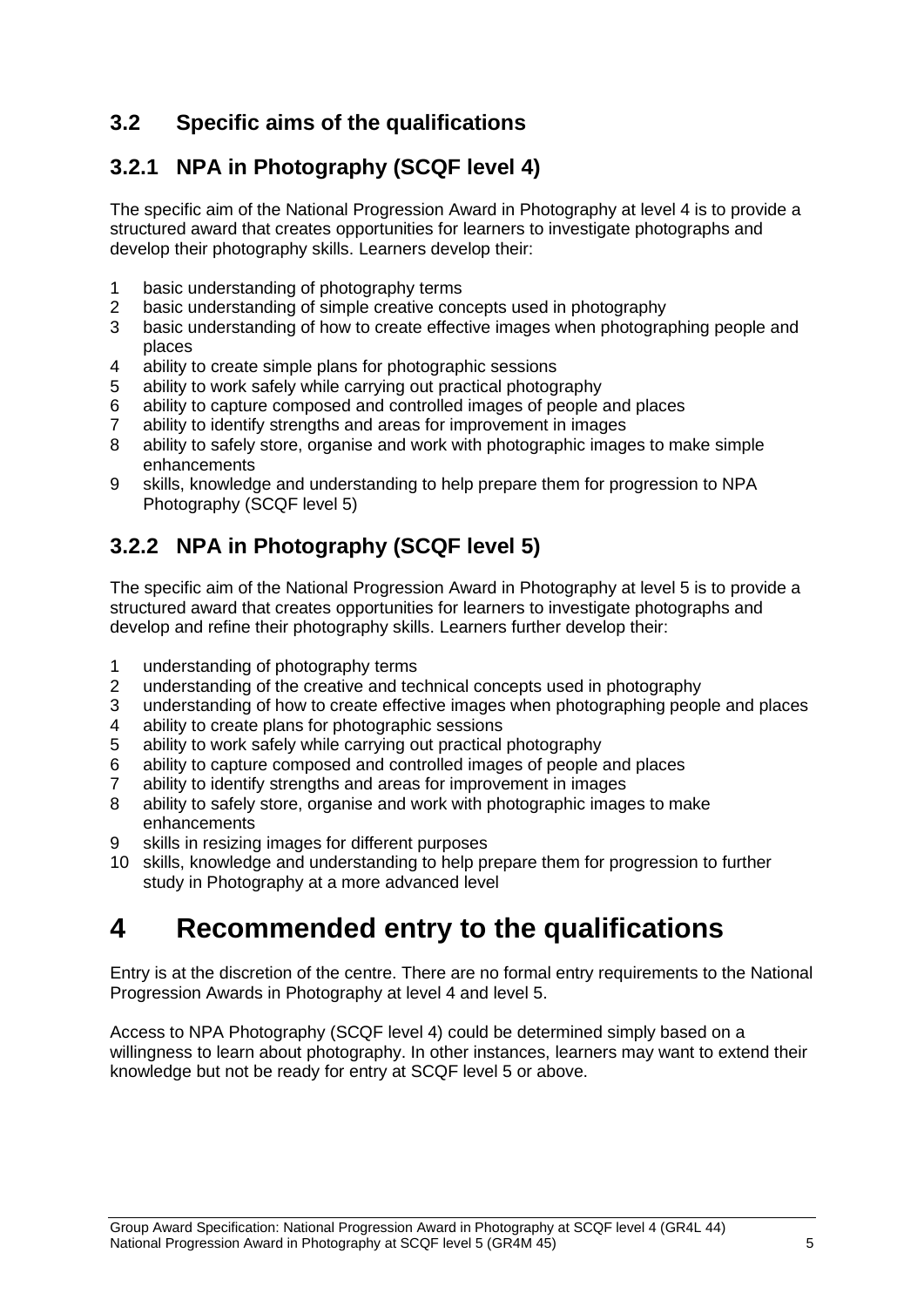## 3.2 Specific aims of the qualifications

### 3.2.1 NPA in Photography (SCQF level 4)

The specific aim of the National Progression Award in Photography at level 4 is to provide a structured award that creates opportunities for learners to investigate photographs and develop their photography skills. Learners develop their:

1. basic understanding of photography terms
2. basic understanding of simple creative concepts used in photography
3. basic understanding of how to create effective images when photographing people and places
4. ability to create simple plans for photographic sessions
5. ability to work safely while carrying out practical photography
6. ability to capture composed and controlled images of people and places
7. ability to identify strengths and areas for improvement in images
8. ability to safely store, organise and work with photographic images to make simple enhancements
9. skills, knowledge and understanding to help prepare them for progression to NPA Photography (SCQF level 5)

### 3.2.2 NPA in Photography (SCQF level 5)

The specific aim of the National Progression Award in Photography at level 5 is to provide a structured award that creates opportunities for learners to investigate photographs and develop and refine their photography skills. Learners further develop their:

1. understanding of photography terms
2. understanding of the creative and technical concepts used in photography
3. understanding of how to create effective images when photographing people and places
4. ability to create plans for photographic sessions
5. ability to work safely while carrying out practical photography
6. ability to capture composed and controlled images of people and places
7. ability to identify strengths and areas for improvement in images
8. ability to safely store, organise and work with photographic images to make enhancements
9. skills in resizing images for different purposes
10. skills, knowledge and understanding to help prepare them for progression to further study in Photography at a more advanced level

# 4 Recommended entry to the qualifications

Entry is at the discretion of the centre. There are no formal entry requirements to the National Progression Awards in Photography at level 4 and level 5.

Access to NPA Photography (SCQF level 4) could be determined simply based on a willingness to learn about photography. In other instances, learners may want to extend their knowledge but not be ready for entry at SCQF level 5 or above.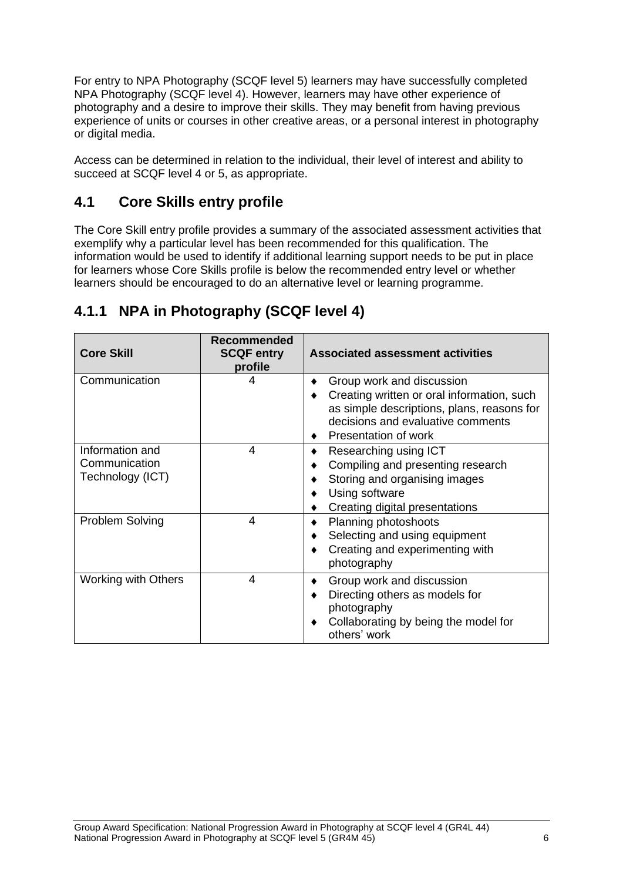For entry to NPA Photography (SCQF level 5) learners may have successfully completed NPA Photography (SCQF level 4). However, learners may have other experience of photography and a desire to improve their skills. They may benefit from having previous experience of units or courses in other creative areas, or a personal interest in photography or digital media.

Access can be determined in relation to the individual, their level of interest and ability to succeed at SCQF level 4 or 5, as appropriate.

## 4.1 Core Skills entry profile

The Core Skill entry profile provides a summary of the associated assessment activities that exemplify why a particular level has been recommended for this qualification. The information would be used to identify if additional learning support needs to be put in place for learners whose Core Skills profile is below the recommended entry level or whether learners should be encouraged to do an alternative level or learning programme.

### 4.1.1 NPA in Photography (SCQF level 4)

| Core Skill | Recommended SCQF entry profile | Associated assessment activities |
|---|---|---|
| Communication | 4 | ♦ Group work and discussion<br>♦ Creating written or oral information, such as simple descriptions, plans, reasons for decisions and evaluative comments<br>♦ Presentation of work |
| Information and Communication Technology (ICT) | 4 | ♦ Researching using ICT<br>♦ Compiling and presenting research<br>♦ Storing and organising images<br>♦ Using software<br>♦ Creating digital presentations |
| Problem Solving | 4 | ♦ Planning photoshoots<br>♦ Selecting and using equipment<br>♦ Creating and experimenting with photography |
| Working with Others | 4 | ♦ Group work and discussion<br>♦ Directing others as models for photography<br>♦ Collaborating by being the model for others' work |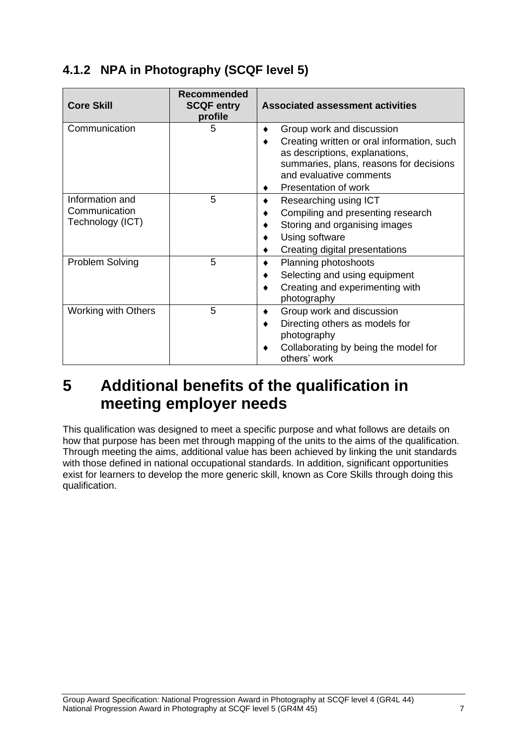### 4.1.2 NPA in Photography (SCQF level 5)

| Core Skill | Recommended SCQF entry profile | Associated assessment activities |
|---|---|---|
| Communication | 5 | ♦ Group work and discussion<br>♦ Creating written or oral information, such as descriptions, explanations, summaries, plans, reasons for decisions and evaluative comments<br>♦ Presentation of work |
| Information and Communication Technology (ICT) | 5 | ♦ Researching using ICT<br>♦ Compiling and presenting research<br>♦ Storing and organising images<br>♦ Using software<br>♦ Creating digital presentations |
| Problem Solving | 5 | ♦ Planning photoshoots<br>♦ Selecting and using equipment<br>♦ Creating and experimenting with photography |
| Working with Others | 5 | ♦ Group work and discussion<br>♦ Directing others as models for photography<br>♦ Collaborating by being the model for others' work |

# 5 Additional benefits of the qualification in meeting employer needs

This qualification was designed to meet a specific purpose and what follows are details on how that purpose has been met through mapping of the units to the aims of the qualification. Through meeting the aims, additional value has been achieved by linking the unit standards with those defined in national occupational standards. In addition, significant opportunities exist for learners to develop the more generic skill, known as Core Skills through doing this qualification.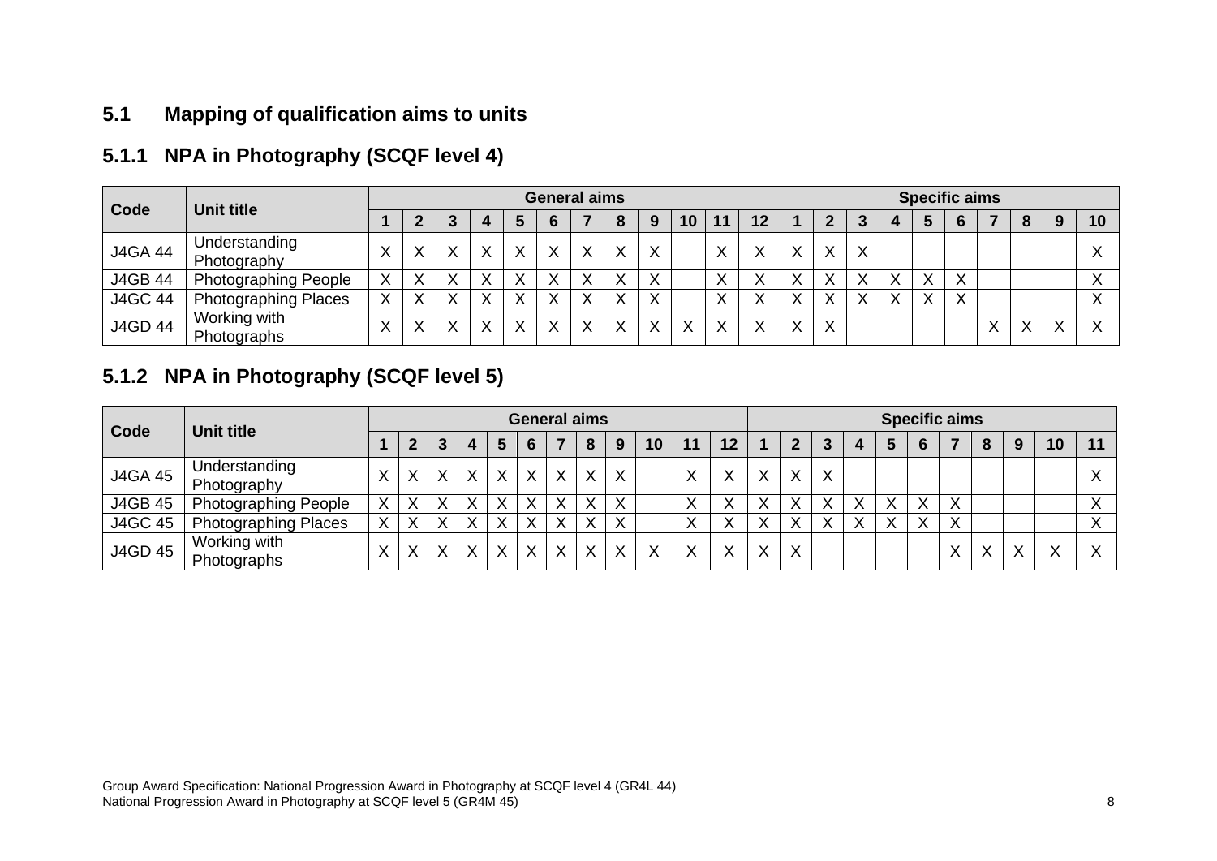## 5.1 Mapping of qualification aims to units

### 5.1.1 NPA in Photography (SCQF level 4)

| Code | Unit title | General aims | | | | | | | | | | | | Specific aims | | | | | | | | | |
|---|---|---|---|---|---|---|---|---|---|---|---|---|---|---|---|---|---|---|---|---|---|---|---|
| | | 1 | 2 | 3 | 4 | 5 | 6 | 7 | 8 | 9 | 10 | 11 | 12 | 1 | 2 | 3 | 4 | 5 | 6 | 7 | 8 | 9 | 10 |
| J4GA 44 | Understanding Photography | X | X | X | X | X | X | X | X | X | | X | X | X | X | X | | | | | | | X |
| J4GB 44 | Photographing People | X | X | X | X | X | X | X | X | X | | X | X | X | X | X | X | X | X | | | | X |
| J4GC 44 | Photographing Places | X | X | X | X | X | X | X | X | X | | X | X | X | X | X | X | X | X | | | | X |
| J4GD 44 | Working with Photographs | X | X | X | X | X | X | X | X | X | X | X | X | X | X | | | | | X | X | X | X |

### 5.1.2 NPA in Photography (SCQF level 5)

| Code | Unit title | General aims | | | | | | | | | | | | Specific aims | | | | | | | | | | |
|---|---|---|---|---|---|---|---|---|---|---|---|---|---|---|---|---|---|---|---|---|---|---|---|---|
| | | 1 | 2 | 3 | 4 | 5 | 6 | 7 | 8 | 9 | 10 | 11 | 12 | 1 | 2 | 3 | 4 | 5 | 6 | 7 | 8 | 9 | 10 | 11 |
| J4GA 45 | Understanding Photography | X | X | X | X | X | X | X | X | X | | X | X | X | X | X | | | | | | | | X |
| J4GB 45 | Photographing People | X | X | X | X | X | X | X | X | X | | X | X | X | X | X | X | X | X | X | | | | X |
| J4GC 45 | Photographing Places | X | X | X | X | X | X | X | X | X | | X | X | X | X | X | X | X | X | X | | | | X |
| J4GD 45 | Working with Photographs | X | X | X | X | X | X | X | X | X | X | X | X | X | X | | | | | X | X | X | X | X |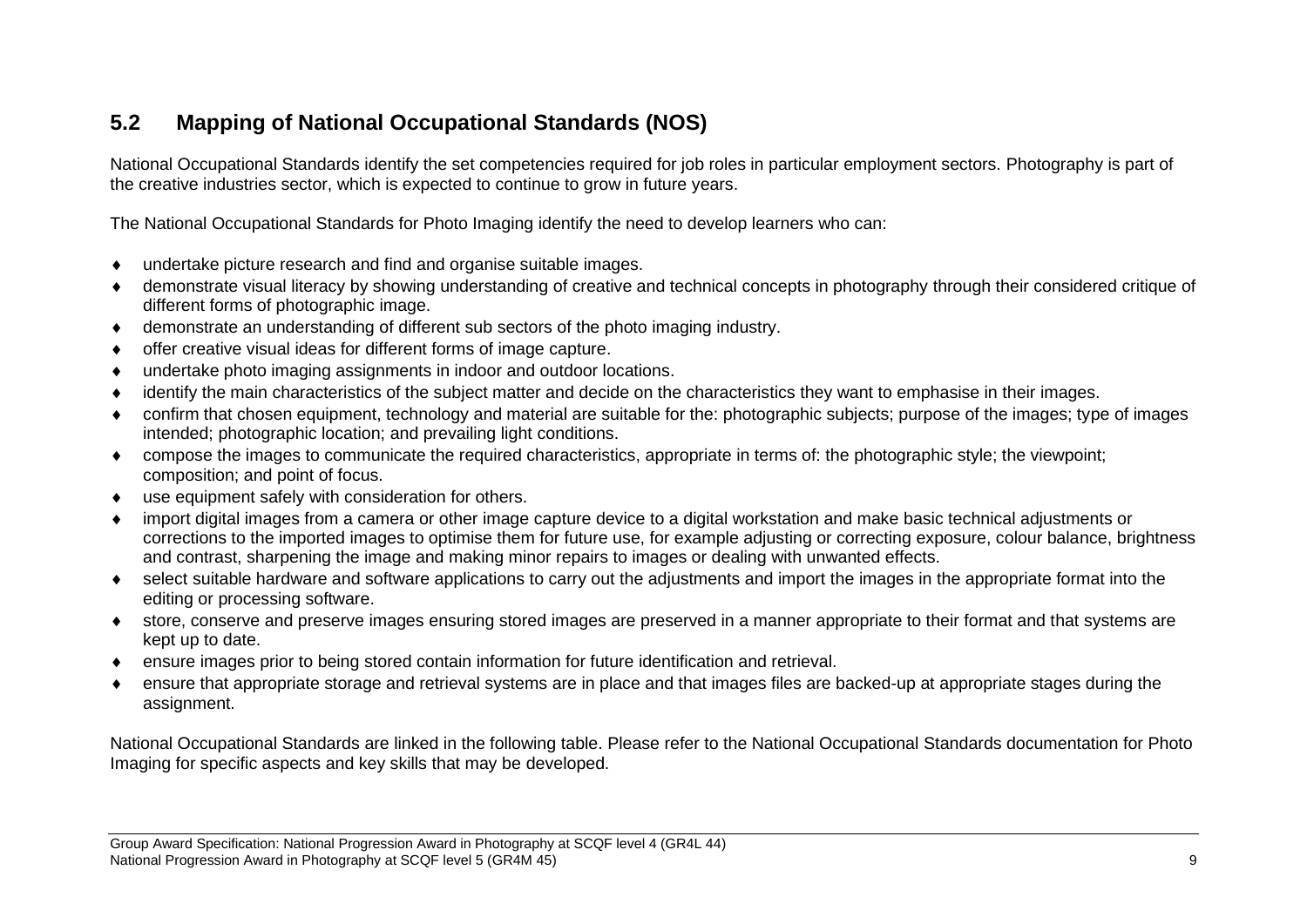## 5.2 Mapping of National Occupational Standards (NOS)

National Occupational Standards identify the set competencies required for job roles in particular employment sectors. Photography is part of the creative industries sector, which is expected to continue to grow in future years.

The National Occupational Standards for Photo Imaging identify the need to develop learners who can:

- undertake picture research and find and organise suitable images.
- demonstrate visual literacy by showing understanding of creative and technical concepts in photography through their considered critique of different forms of photographic image.
- demonstrate an understanding of different sub sectors of the photo imaging industry.
- offer creative visual ideas for different forms of image capture.
- undertake photo imaging assignments in indoor and outdoor locations.
- identify the main characteristics of the subject matter and decide on the characteristics they want to emphasise in their images.
- confirm that chosen equipment, technology and material are suitable for the: photographic subjects; purpose of the images; type of images intended; photographic location; and prevailing light conditions.
- compose the images to communicate the required characteristics, appropriate in terms of: the photographic style; the viewpoint; composition; and point of focus.
- use equipment safely with consideration for others.
- import digital images from a camera or other image capture device to a digital workstation and make basic technical adjustments or corrections to the imported images to optimise them for future use, for example adjusting or correcting exposure, colour balance, brightness and contrast, sharpening the image and making minor repairs to images or dealing with unwanted effects.
- select suitable hardware and software applications to carry out the adjustments and import the images in the appropriate format into the editing or processing software.
- store, conserve and preserve images ensuring stored images are preserved in a manner appropriate to their format and that systems are kept up to date.
- ensure images prior to being stored contain information for future identification and retrieval.
- ensure that appropriate storage and retrieval systems are in place and that images files are backed-up at appropriate stages during the assignment.

National Occupational Standards are linked in the following table. Please refer to the National Occupational Standards documentation for Photo Imaging for specific aspects and key skills that may be developed.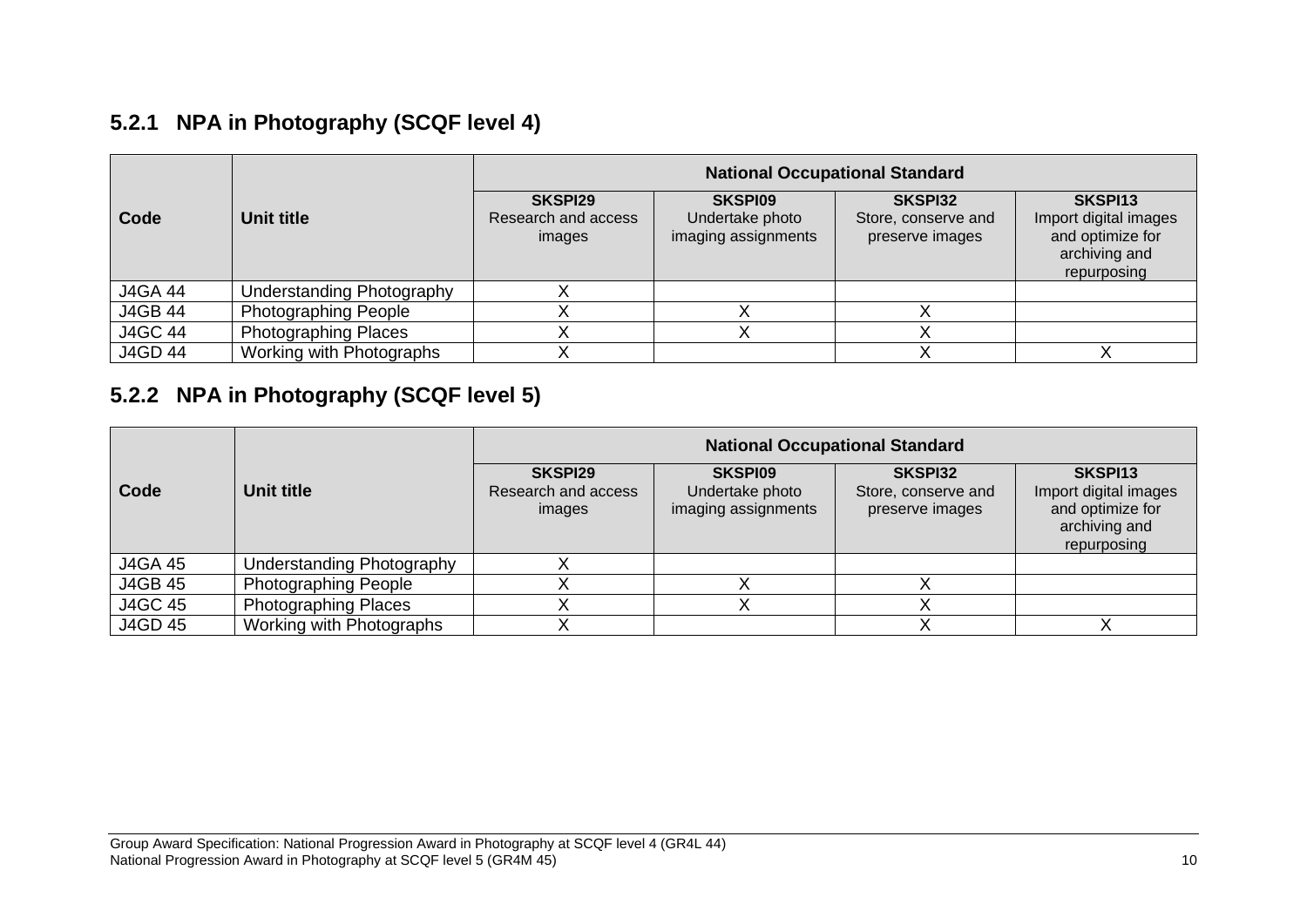### 5.2.1 NPA in Photography (SCQF level 4)

| Code | Unit title | National Occupational Standard | | | |
|---|---|---|---|---|---|
| | | **SKSPI29** Research and access images | **SKSPI09** Undertake photo imaging assignments | **SKSPI32** Store, conserve and preserve images | **SKSPI13** Import digital images and optimize for archiving and repurposing |
| J4GA 44 | Understanding Photography | X | | | |
| J4GB 44 | Photographing People | X | X | X | |
| J4GC 44 | Photographing Places | X | X | X | |
| J4GD 44 | Working with Photographs | X | | X | X |

### 5.2.2 NPA in Photography (SCQF level 5)

| Code | Unit title | National Occupational Standard | | | |
|---|---|---|---|---|---|
| | | **SKSPI29** Research and access images | **SKSPI09** Undertake photo imaging assignments | **SKSPI32** Store, conserve and preserve images | **SKSPI13** Import digital images and optimize for archiving and repurposing |
| J4GA 45 | Understanding Photography | X | | | |
| J4GB 45 | Photographing People | X | X | X | |
| J4GC 45 | Photographing Places | X | X | X | |
| J4GD 45 | Working with Photographs | X | | X | X |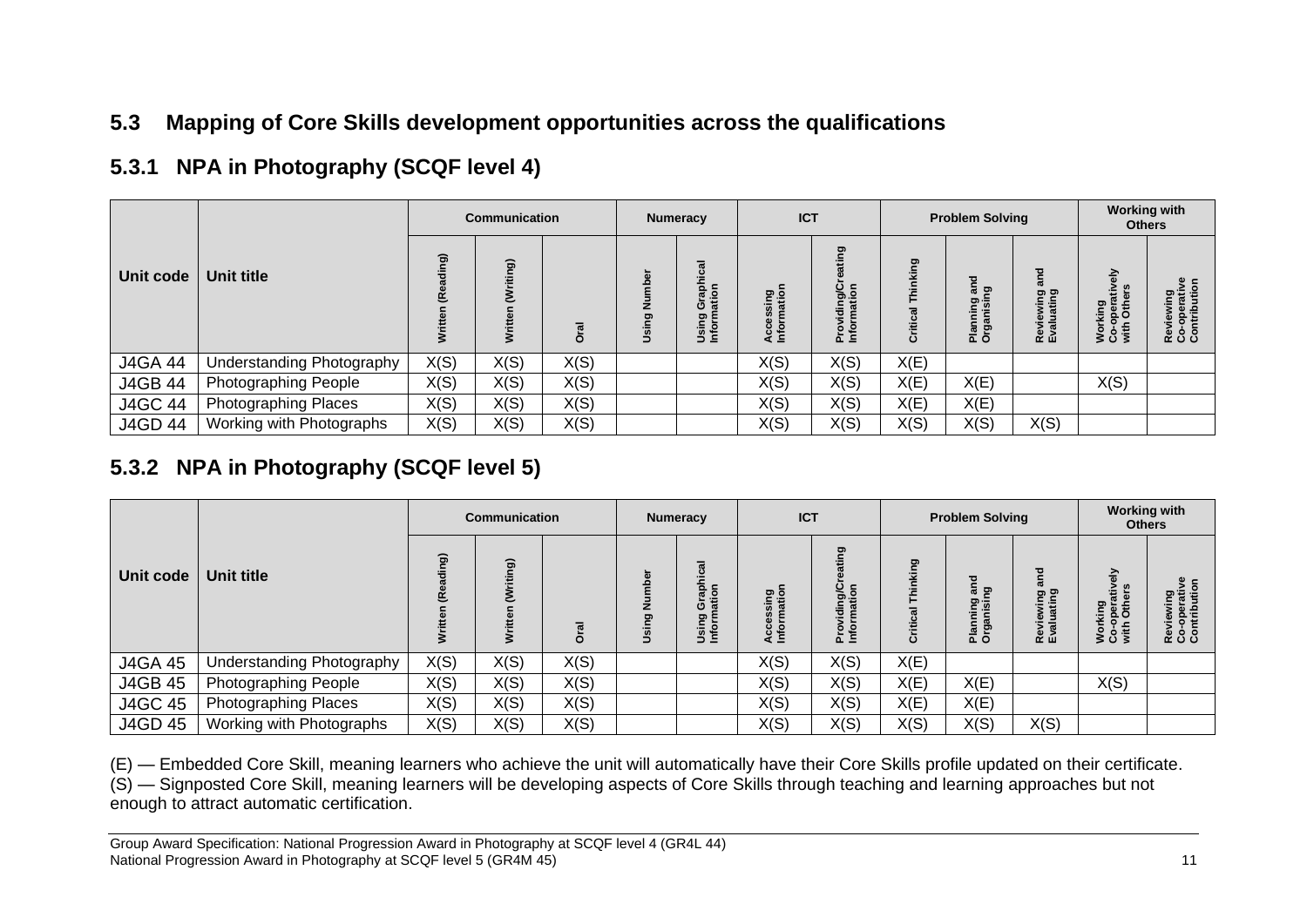## 5.3 Mapping of Core Skills development opportunities across the qualifications

### 5.3.1 NPA in Photography (SCQF level 4)

| Unit code | Unit title | Communication | | | Numeracy | | ICT | | Problem Solving | | | Working with Others | |
|---|---|---|---|---|---|---|---|---|---|---|---|---|---|
| | | Written (Reading) | Written (Writing) | Oral | Using Number | Using Graphical Information | Accessing Information | Providing/Creating Information | Critical Thinking | Planning and Organising | Reviewing and Evaluating | Working Co-operatively with Others | Reviewing Co-operative Contribution |
| J4GA 44 | Understanding Photography | X(S) | X(S) | X(S) | | | X(S) | X(S) | X(E) | | | | |
| J4GB 44 | Photographing People | X(S) | X(S) | X(S) | | | X(S) | X(S) | X(E) | X(E) | | X(S) | |
| J4GC 44 | Photographing Places | X(S) | X(S) | X(S) | | | X(S) | X(S) | X(E) | X(E) | | | |
| J4GD 44 | Working with Photographs | X(S) | X(S) | X(S) | | | X(S) | X(S) | X(S) | X(S) | X(S) | | |

### 5.3.2 NPA in Photography (SCQF level 5)

| Unit code | Unit title | Communication | | | Numeracy | | ICT | | Problem Solving | | | Working with Others | |
|---|---|---|---|---|---|---|---|---|---|---|---|---|---|
| | | Written (Reading) | Written (Writing) | Oral | Using Number | Using Graphical Information | Accessing Information | Providing/Creating Information | Critical Thinking | Planning and Organising | Reviewing and Evaluating | Working Co-operatively with Others | Reviewing Co-operative Contribution |
| J4GA 45 | Understanding Photography | X(S) | X(S) | X(S) | | | X(S) | X(S) | X(E) | | | | |
| J4GB 45 | Photographing People | X(S) | X(S) | X(S) | | | X(S) | X(S) | X(E) | X(E) | | X(S) | |
| J4GC 45 | Photographing Places | X(S) | X(S) | X(S) | | | X(S) | X(S) | X(E) | X(E) | | | |
| J4GD 45 | Working with Photographs | X(S) | X(S) | X(S) | | | X(S) | X(S) | X(S) | X(S) | X(S) | | |

(E) — Embedded Core Skill, meaning learners who achieve the unit will automatically have their Core Skills profile updated on their certificate.
(S) — Signposted Core Skill, meaning learners will be developing aspects of Core Skills through teaching and learning approaches but not enough to attract automatic certification.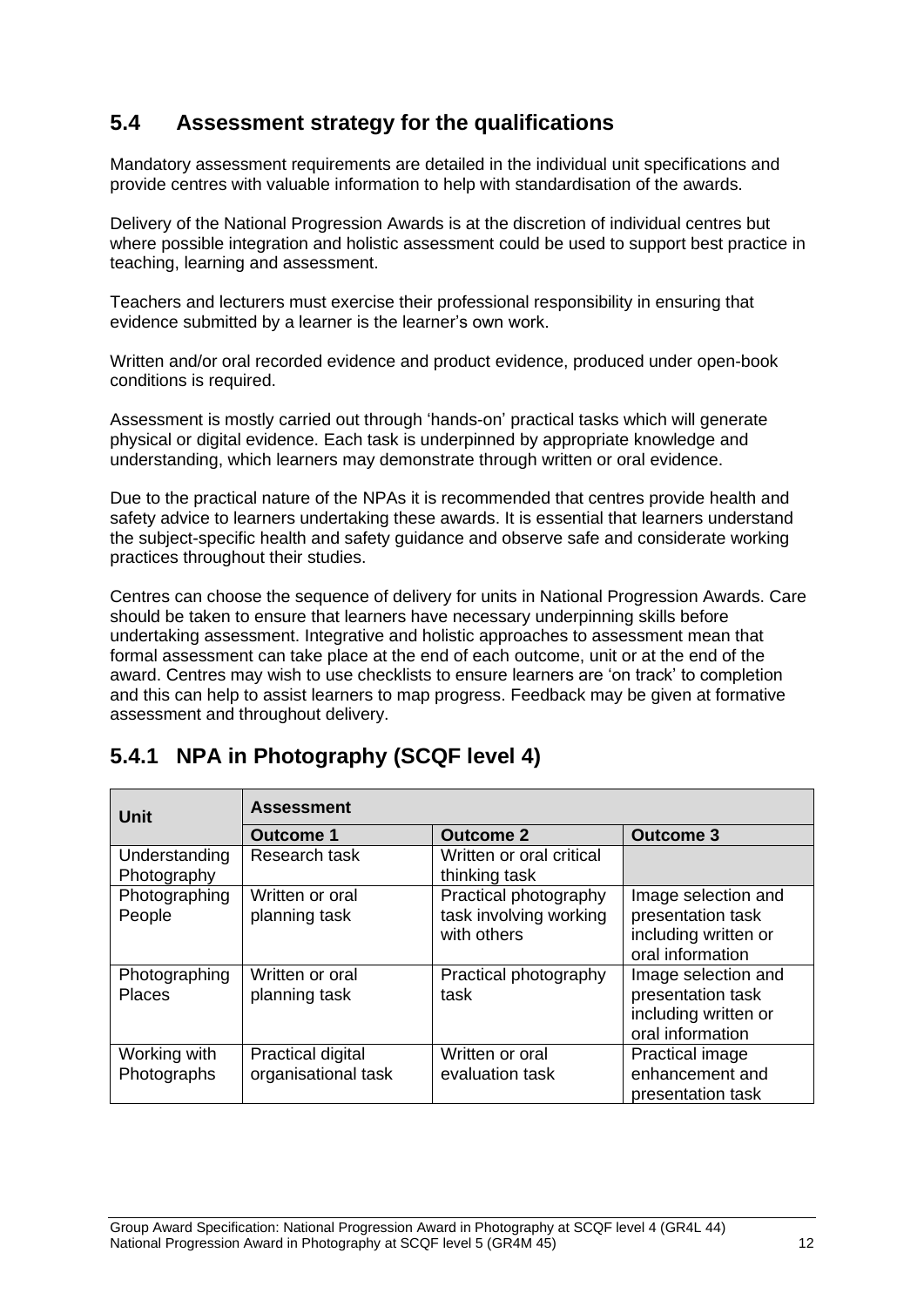## 5.4 Assessment strategy for the qualifications

Mandatory assessment requirements are detailed in the individual unit specifications and provide centres with valuable information to help with standardisation of the awards.

Delivery of the National Progression Awards is at the discretion of individual centres but where possible integration and holistic assessment could be used to support best practice in teaching, learning and assessment.

Teachers and lecturers must exercise their professional responsibility in ensuring that evidence submitted by a learner is the learner's own work.

Written and/or oral recorded evidence and product evidence, produced under open-book conditions is required.

Assessment is mostly carried out through 'hands-on' practical tasks which will generate physical or digital evidence. Each task is underpinned by appropriate knowledge and understanding, which learners may demonstrate through written or oral evidence.

Due to the practical nature of the NPAs it is recommended that centres provide health and safety advice to learners undertaking these awards. It is essential that learners understand the subject-specific health and safety guidance and observe safe and considerate working practices throughout their studies.

Centres can choose the sequence of delivery for units in National Progression Awards. Care should be taken to ensure that learners have necessary underpinning skills before undertaking assessment. Integrative and holistic approaches to assessment mean that formal assessment can take place at the end of each outcome, unit or at the end of the award. Centres may wish to use checklists to ensure learners are 'on track' to completion and this can help to assist learners to map progress. Feedback may be given at formative assessment and throughout delivery.

### 5.4.1 NPA in Photography (SCQF level 4)

| Unit | Assessment | | |
|---|---|---|---|
| | **Outcome 1** | **Outcome 2** | **Outcome 3** |
| Understanding Photography | Research task | Written or oral critical thinking task | |
| Photographing People | Written or oral planning task | Practical photography task involving working with others | Image selection and presentation task including written or oral information |
| Photographing Places | Written or oral planning task | Practical photography task | Image selection and presentation task including written or oral information |
| Working with Photographs | Practical digital organisational task | Written or oral evaluation task | Practical image enhancement and presentation task |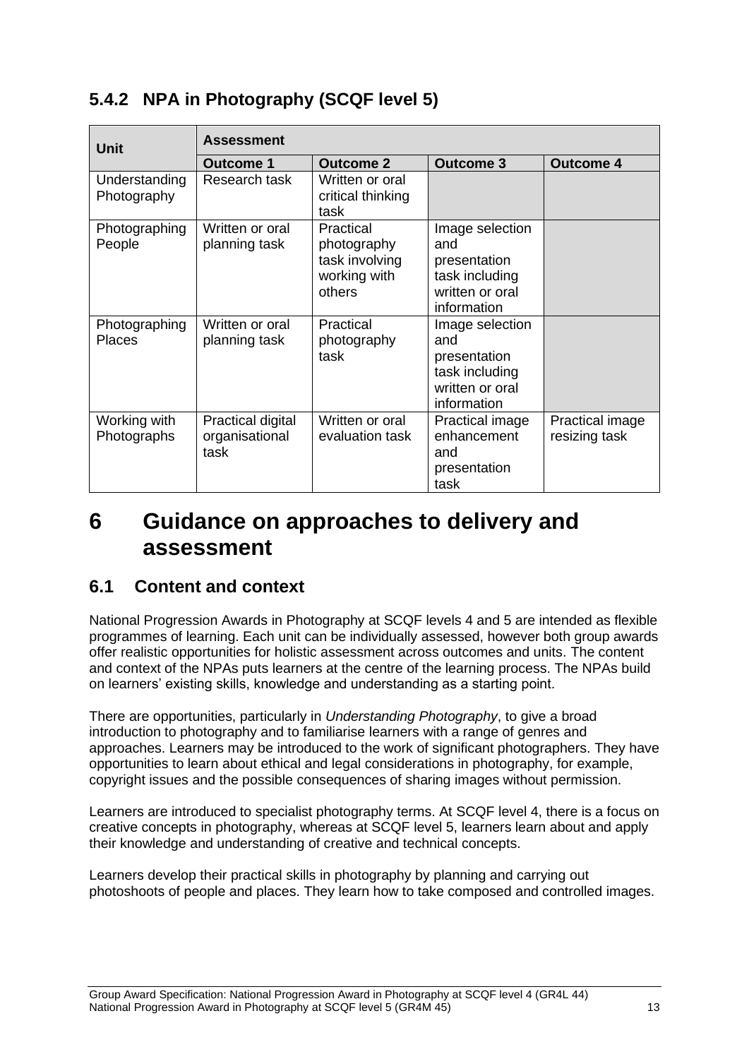### 5.4.2 NPA in Photography (SCQF level 5)

| Unit | Assessment | | | |
|---|---|---|---|---|
| | **Outcome 1** | **Outcome 2** | **Outcome 3** | **Outcome 4** |
| Understanding Photography | Research task | Written or oral critical thinking task | | |
| Photographing People | Written or oral planning task | Practical photography task involving working with others | Image selection and presentation task including written or oral information | |
| Photographing Places | Written or oral planning task | Practical photography task | Image selection and presentation task including written or oral information | |
| Working with Photographs | Practical digital organisational task | Written or oral evaluation task | Practical image enhancement and presentation task | Practical image resizing task |

# 6 Guidance on approaches to delivery and assessment

## 6.1 Content and context

National Progression Awards in Photography at SCQF levels 4 and 5 are intended as flexible programmes of learning. Each unit can be individually assessed, however both group awards offer realistic opportunities for holistic assessment across outcomes and units. The content and context of the NPAs puts learners at the centre of the learning process. The NPAs build on learners' existing skills, knowledge and understanding as a starting point.

There are opportunities, particularly in *Understanding Photography*, to give a broad introduction to photography and to familiarise learners with a range of genres and approaches. Learners may be introduced to the work of significant photographers. They have opportunities to learn about ethical and legal considerations in photography, for example, copyright issues and the possible consequences of sharing images without permission.

Learners are introduced to specialist photography terms. At SCQF level 4, there is a focus on creative concepts in photography, whereas at SCQF level 5, learners learn about and apply their knowledge and understanding of creative and technical concepts.

Learners develop their practical skills in photography by planning and carrying out photoshoots of people and places. They learn how to take composed and controlled images.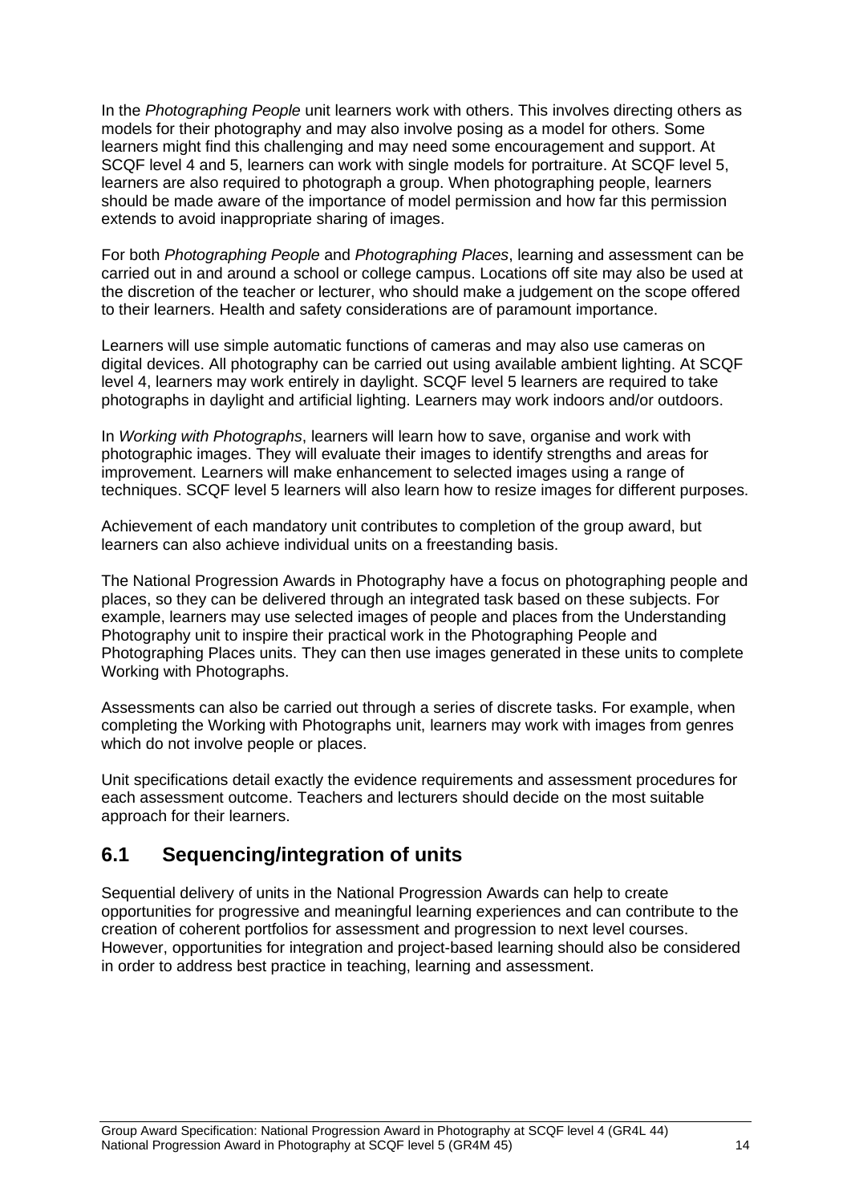In the *Photographing People* unit learners work with others. This involves directing others as models for their photography and may also involve posing as a model for others. Some learners might find this challenging and may need some encouragement and support. At SCQF level 4 and 5, learners can work with single models for portraiture. At SCQF level 5, learners are also required to photograph a group. When photographing people, learners should be made aware of the importance of model permission and how far this permission extends to avoid inappropriate sharing of images.

For both *Photographing People* and *Photographing Places*, learning and assessment can be carried out in and around a school or college campus. Locations off site may also be used at the discretion of the teacher or lecturer, who should make a judgement on the scope offered to their learners. Health and safety considerations are of paramount importance.

Learners will use simple automatic functions of cameras and may also use cameras on digital devices. All photography can be carried out using available ambient lighting. At SCQF level 4, learners may work entirely in daylight. SCQF level 5 learners are required to take photographs in daylight and artificial lighting. Learners may work indoors and/or outdoors.

In *Working with Photographs*, learners will learn how to save, organise and work with photographic images. They will evaluate their images to identify strengths and areas for improvement. Learners will make enhancement to selected images using a range of techniques. SCQF level 5 learners will also learn how to resize images for different purposes.

Achievement of each mandatory unit contributes to completion of the group award, but learners can also achieve individual units on a freestanding basis.

The National Progression Awards in Photography have a focus on photographing people and places, so they can be delivered through an integrated task based on these subjects. For example, learners may use selected images of people and places from the Understanding Photography unit to inspire their practical work in the Photographing People and Photographing Places units. They can then use images generated in these units to complete Working with Photographs.

Assessments can also be carried out through a series of discrete tasks. For example, when completing the Working with Photographs unit, learners may work with images from genres which do not involve people or places.

Unit specifications detail exactly the evidence requirements and assessment procedures for each assessment outcome. Teachers and lecturers should decide on the most suitable approach for their learners.

## 6.1 Sequencing/integration of units

Sequential delivery of units in the National Progression Awards can help to create opportunities for progressive and meaningful learning experiences and can contribute to the creation of coherent portfolios for assessment and progression to next level courses. However, opportunities for integration and project-based learning should also be considered in order to address best practice in teaching, learning and assessment.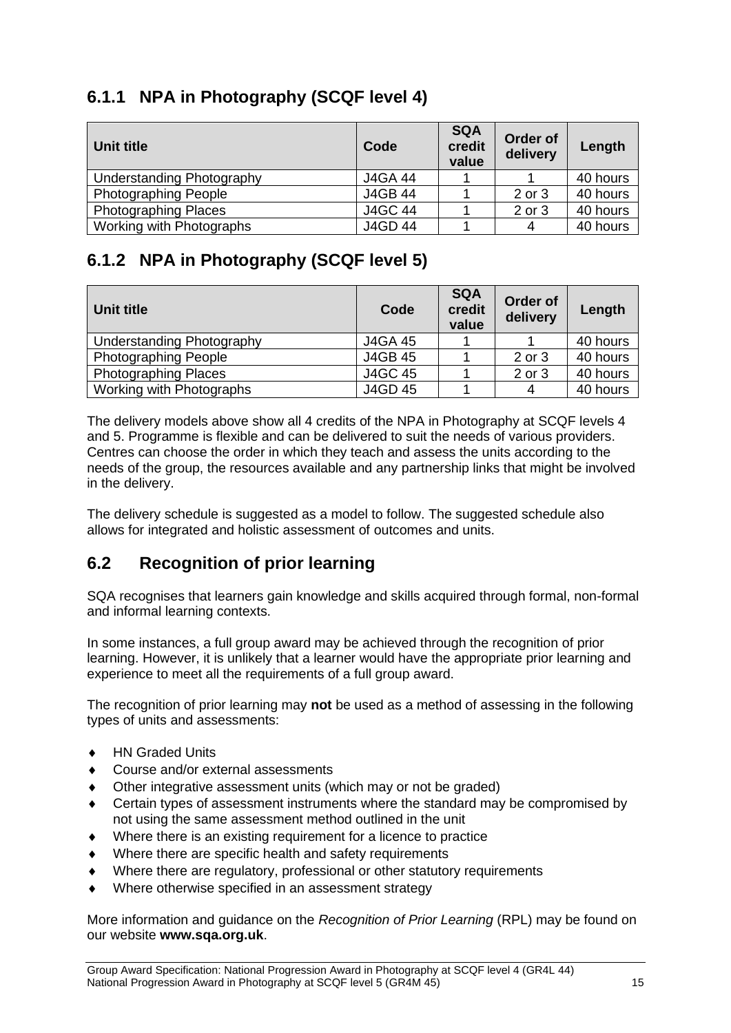### 6.1.1 NPA in Photography (SCQF level 4)

| Unit title | Code | SQA credit value | Order of delivery | Length |
|---|---|---|---|---|
| Understanding Photography | J4GA 44 | 1 | 1 | 40 hours |
| Photographing People | J4GB 44 | 1 | 2 or 3 | 40 hours |
| Photographing Places | J4GC 44 | 1 | 2 or 3 | 40 hours |
| Working with Photographs | J4GD 44 | 1 | 4 | 40 hours |

### 6.1.2 NPA in Photography (SCQF level 5)

| Unit title | Code | SQA credit value | Order of delivery | Length |
|---|---|---|---|---|
| Understanding Photography | J4GA 45 | 1 | 1 | 40 hours |
| Photographing People | J4GB 45 | 1 | 2 or 3 | 40 hours |
| Photographing Places | J4GC 45 | 1 | 2 or 3 | 40 hours |
| Working with Photographs | J4GD 45 | 1 | 4 | 40 hours |

The delivery models above show all 4 credits of the NPA in Photography at SCQF levels 4 and 5. Programme is flexible and can be delivered to suit the needs of various providers. Centres can choose the order in which they teach and assess the units according to the needs of the group, the resources available and any partnership links that might be involved in the delivery.

The delivery schedule is suggested as a model to follow. The suggested schedule also allows for integrated and holistic assessment of outcomes and units.

## 6.2 Recognition of prior learning

SQA recognises that learners gain knowledge and skills acquired through formal, non-formal and informal learning contexts.

In some instances, a full group award may be achieved through the recognition of prior learning. However, it is unlikely that a learner would have the appropriate prior learning and experience to meet all the requirements of a full group award.

The recognition of prior learning may **not** be used as a method of assessing in the following types of units and assessments:

- HN Graded Units
- Course and/or external assessments
- Other integrative assessment units (which may or not be graded)
- Certain types of assessment instruments where the standard may be compromised by not using the same assessment method outlined in the unit
- Where there is an existing requirement for a licence to practice
- Where there are specific health and safety requirements
- Where there are regulatory, professional or other statutory requirements
- Where otherwise specified in an assessment strategy

More information and guidance on the *Recognition of Prior Learning* (RPL) may be found on our website **www.sqa.org.uk**.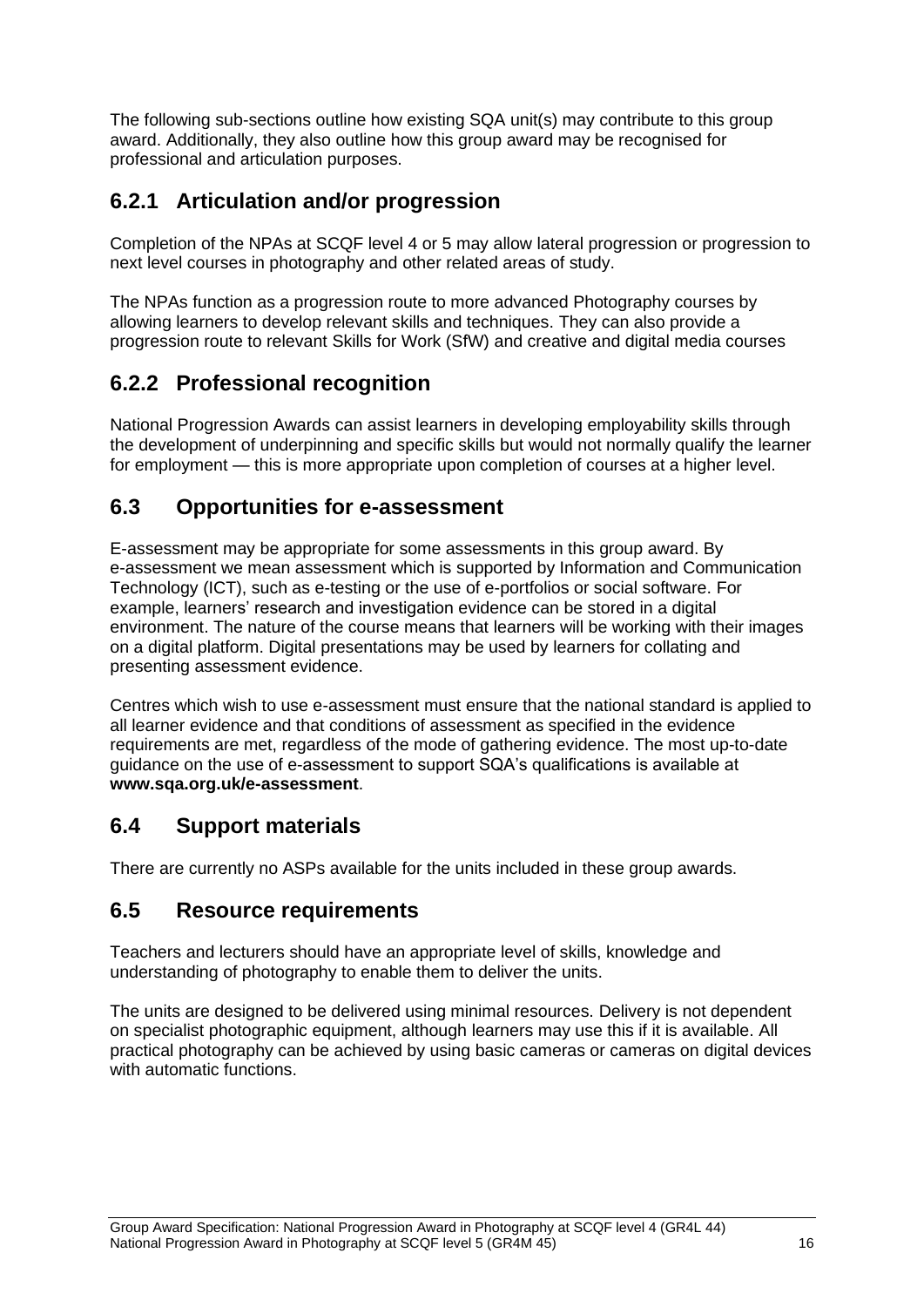The following sub-sections outline how existing SQA unit(s) may contribute to this group award. Additionally, they also outline how this group award may be recognised for professional and articulation purposes.

### 6.2.1 Articulation and/or progression

Completion of the NPAs at SCQF level 4 or 5 may allow lateral progression or progression to next level courses in photography and other related areas of study.

The NPAs function as a progression route to more advanced Photography courses by allowing learners to develop relevant skills and techniques. They can also provide a progression route to relevant Skills for Work (SfW) and creative and digital media courses

### 6.2.2 Professional recognition

National Progression Awards can assist learners in developing employability skills through the development of underpinning and specific skills but would not normally qualify the learner for employment — this is more appropriate upon completion of courses at a higher level.

## 6.3 Opportunities for e-assessment

E-assessment may be appropriate for some assessments in this group award. By e-assessment we mean assessment which is supported by Information and Communication Technology (ICT), such as e-testing or the use of e-portfolios or social software. For example, learners' research and investigation evidence can be stored in a digital environment. The nature of the course means that learners will be working with their images on a digital platform. Digital presentations may be used by learners for collating and presenting assessment evidence.

Centres which wish to use e-assessment must ensure that the national standard is applied to all learner evidence and that conditions of assessment as specified in the evidence requirements are met, regardless of the mode of gathering evidence. The most up-to-date guidance on the use of e-assessment to support SQA's qualifications is available at **www.sqa.org.uk/e-assessment**.

## 6.4 Support materials

There are currently no ASPs available for the units included in these group awards.

## 6.5 Resource requirements

Teachers and lecturers should have an appropriate level of skills, knowledge and understanding of photography to enable them to deliver the units.

The units are designed to be delivered using minimal resources. Delivery is not dependent on specialist photographic equipment, although learners may use this if it is available. All practical photography can be achieved by using basic cameras or cameras on digital devices with automatic functions.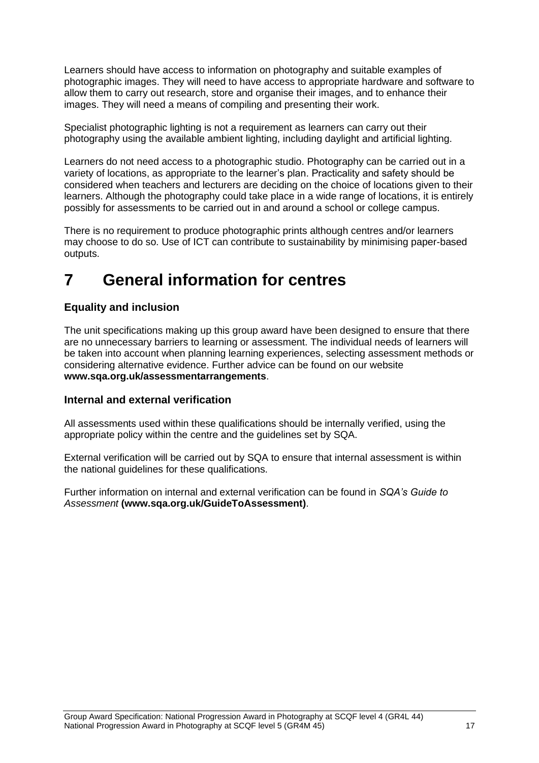Learners should have access to information on photography and suitable examples of photographic images. They will need to have access to appropriate hardware and software to allow them to carry out research, store and organise their images, and to enhance their images. They will need a means of compiling and presenting their work.

Specialist photographic lighting is not a requirement as learners can carry out their photography using the available ambient lighting, including daylight and artificial lighting.

Learners do not need access to a photographic studio. Photography can be carried out in a variety of locations, as appropriate to the learner's plan. Practicality and safety should be considered when teachers and lecturers are deciding on the choice of locations given to their learners. Although the photography could take place in a wide range of locations, it is entirely possibly for assessments to be carried out in and around a school or college campus.

There is no requirement to produce photographic prints although centres and/or learners may choose to do so. Use of ICT can contribute to sustainability by minimising paper-based outputs.

# 7 General information for centres

### Equality and inclusion

The unit specifications making up this group award have been designed to ensure that there are no unnecessary barriers to learning or assessment. The individual needs of learners will be taken into account when planning learning experiences, selecting assessment methods or considering alternative evidence. Further advice can be found on our website **www.sqa.org.uk/assessmentarrangements**.

### Internal and external verification

All assessments used within these qualifications should be internally verified, using the appropriate policy within the centre and the guidelines set by SQA.

External verification will be carried out by SQA to ensure that internal assessment is within the national guidelines for these qualifications.

Further information on internal and external verification can be found in *SQA's Guide to Assessment* **(www.sqa.org.uk/GuideToAssessment)**.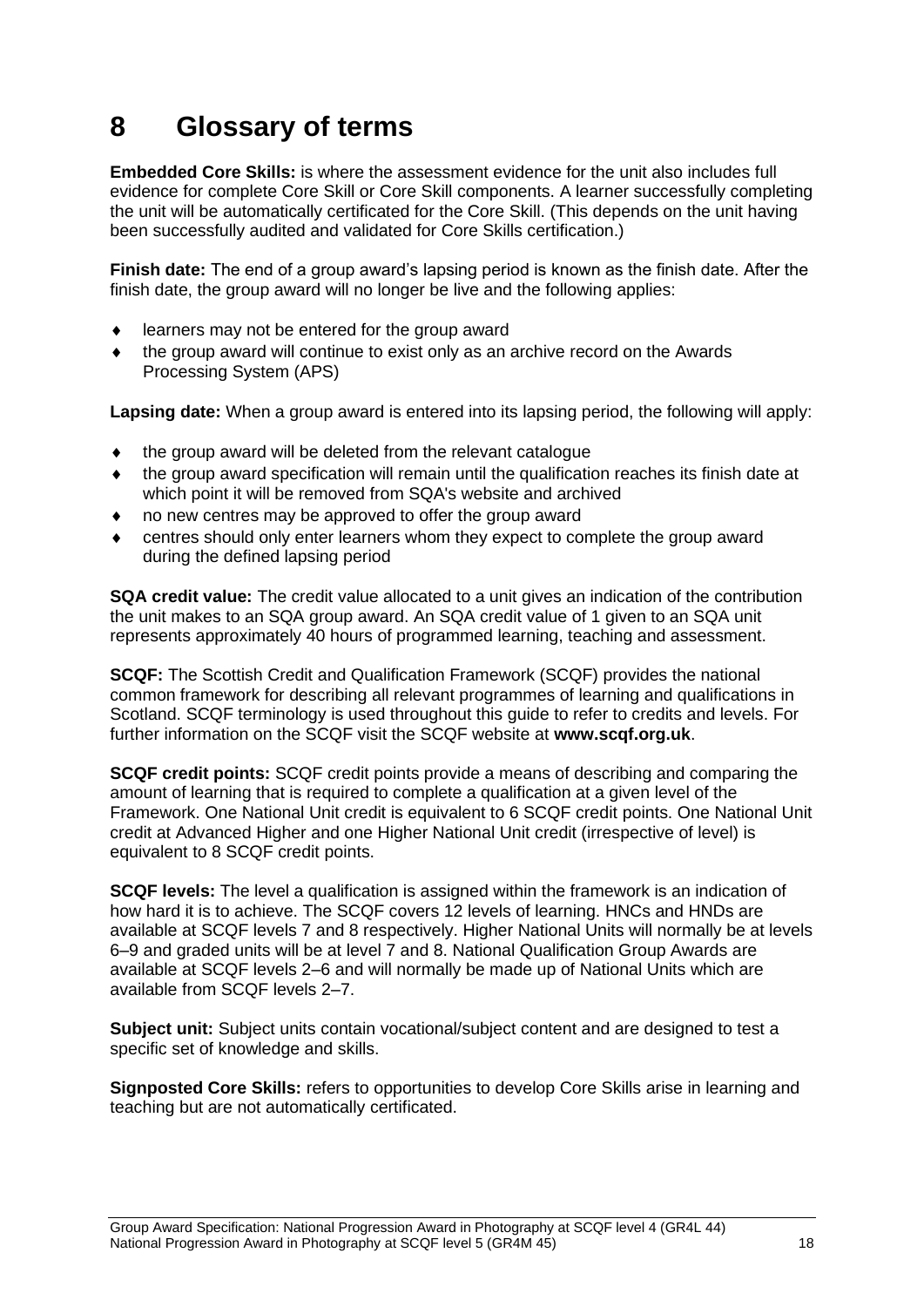# 8 Glossary of terms

**Embedded Core Skills:** is where the assessment evidence for the unit also includes full evidence for complete Core Skill or Core Skill components. A learner successfully completing the unit will be automatically certificated for the Core Skill. (This depends on the unit having been successfully audited and validated for Core Skills certification.)

**Finish date:** The end of a group award's lapsing period is known as the finish date. After the finish date, the group award will no longer be live and the following applies:

- learners may not be entered for the group award
- the group award will continue to exist only as an archive record on the Awards Processing System (APS)

**Lapsing date:** When a group award is entered into its lapsing period, the following will apply:

- the group award will be deleted from the relevant catalogue
- the group award specification will remain until the qualification reaches its finish date at which point it will be removed from SQA's website and archived
- no new centres may be approved to offer the group award
- centres should only enter learners whom they expect to complete the group award during the defined lapsing period

**SQA credit value:** The credit value allocated to a unit gives an indication of the contribution the unit makes to an SQA group award. An SQA credit value of 1 given to an SQA unit represents approximately 40 hours of programmed learning, teaching and assessment.

**SCQF:** The Scottish Credit and Qualification Framework (SCQF) provides the national common framework for describing all relevant programmes of learning and qualifications in Scotland. SCQF terminology is used throughout this guide to refer to credits and levels. For further information on the SCQF visit the SCQF website at **www.scqf.org.uk**.

**SCQF credit points:** SCQF credit points provide a means of describing and comparing the amount of learning that is required to complete a qualification at a given level of the Framework. One National Unit credit is equivalent to 6 SCQF credit points. One National Unit credit at Advanced Higher and one Higher National Unit credit (irrespective of level) is equivalent to 8 SCQF credit points.

**SCQF levels:** The level a qualification is assigned within the framework is an indication of how hard it is to achieve. The SCQF covers 12 levels of learning. HNCs and HNDs are available at SCQF levels 7 and 8 respectively. Higher National Units will normally be at levels 6–9 and graded units will be at level 7 and 8. National Qualification Group Awards are available at SCQF levels 2–6 and will normally be made up of National Units which are available from SCQF levels 2–7.

**Subject unit:** Subject units contain vocational/subject content and are designed to test a specific set of knowledge and skills.

**Signposted Core Skills:** refers to opportunities to develop Core Skills arise in learning and teaching but are not automatically certificated.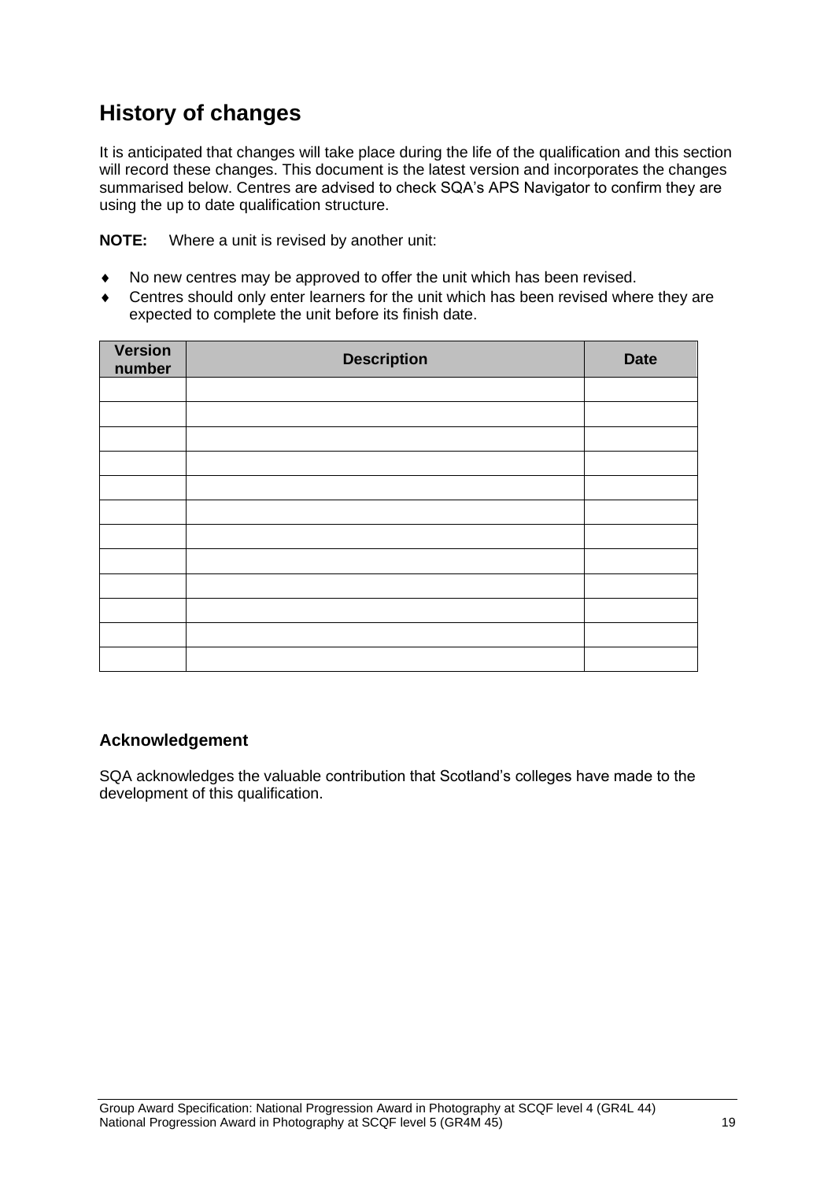## History of changes

It is anticipated that changes will take place during the life of the qualification and this section will record these changes. This document is the latest version and incorporates the changes summarised below. Centres are advised to check SQA's APS Navigator to confirm they are using the up to date qualification structure.

**NOTE:** Where a unit is revised by another unit:

- No new centres may be approved to offer the unit which has been revised.
- Centres should only enter learners for the unit which has been revised where they are expected to complete the unit before its finish date.

| Version number | Description | Date |
|---|---|---|
| | | |
| | | |
| | | |
| | | |
| | | |
| | | |
| | | |
| | | |
| | | |
| | | |
| | | |
| | | |

### Acknowledgement

SQA acknowledges the valuable contribution that Scotland's colleges have made to the development of this qualification.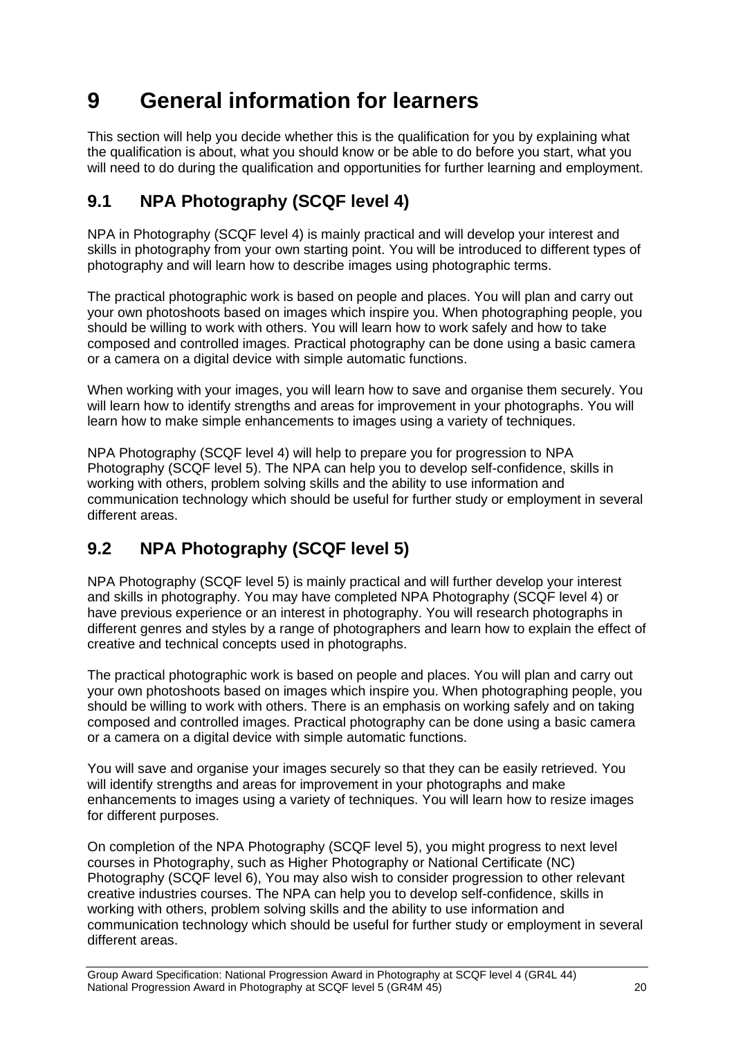# 9 General information for learners

This section will help you decide whether this is the qualification for you by explaining what the qualification is about, what you should know or be able to do before you start, what you will need to do during the qualification and opportunities for further learning and employment.

## 9.1 NPA Photography (SCQF level 4)

NPA in Photography (SCQF level 4) is mainly practical and will develop your interest and skills in photography from your own starting point. You will be introduced to different types of photography and will learn how to describe images using photographic terms.

The practical photographic work is based on people and places. You will plan and carry out your own photoshoots based on images which inspire you. When photographing people, you should be willing to work with others. You will learn how to work safely and how to take composed and controlled images. Practical photography can be done using a basic camera or a camera on a digital device with simple automatic functions.

When working with your images, you will learn how to save and organise them securely. You will learn how to identify strengths and areas for improvement in your photographs. You will learn how to make simple enhancements to images using a variety of techniques.

NPA Photography (SCQF level 4) will help to prepare you for progression to NPA Photography (SCQF level 5). The NPA can help you to develop self-confidence, skills in working with others, problem solving skills and the ability to use information and communication technology which should be useful for further study or employment in several different areas.

## 9.2 NPA Photography (SCQF level 5)

NPA Photography (SCQF level 5) is mainly practical and will further develop your interest and skills in photography. You may have completed NPA Photography (SCQF level 4) or have previous experience or an interest in photography. You will research photographs in different genres and styles by a range of photographers and learn how to explain the effect of creative and technical concepts used in photographs.

The practical photographic work is based on people and places. You will plan and carry out your own photoshoots based on images which inspire you. When photographing people, you should be willing to work with others. There is an emphasis on working safely and on taking composed and controlled images. Practical photography can be done using a basic camera or a camera on a digital device with simple automatic functions.

You will save and organise your images securely so that they can be easily retrieved. You will identify strengths and areas for improvement in your photographs and make enhancements to images using a variety of techniques. You will learn how to resize images for different purposes.

On completion of the NPA Photography (SCQF level 5), you might progress to next level courses in Photography, such as Higher Photography or National Certificate (NC) Photography (SCQF level 6), You may also wish to consider progression to other relevant creative industries courses. The NPA can help you to develop self-confidence, skills in working with others, problem solving skills and the ability to use information and communication technology which should be useful for further study or employment in several different areas.